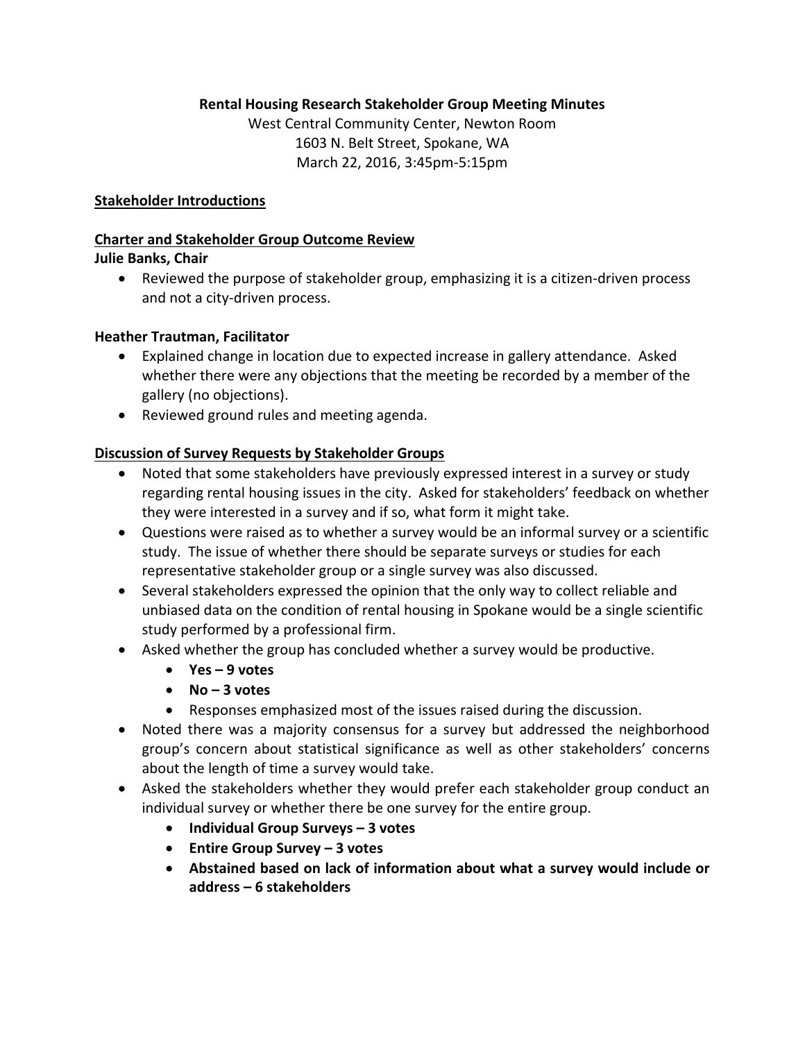# Rental Housing Research Stakeholder Group Meeting Minutes

West Central Community Center, Newton Room
1603 N. Belt Street, Spokane, WA
March 22, 2016, 3:45pm-5:15pm

## Stakeholder Introductions

## Charter and Stakeholder Group Outcome Review

**Julie Banks, Chair**

- Reviewed the purpose of stakeholder group, emphasizing it is a citizen-driven process and not a city-driven process.

**Heather Trautman, Facilitator**

- Explained change in location due to expected increase in gallery attendance. Asked whether there were any objections that the meeting be recorded by a member of the gallery (no objections).
- Reviewed ground rules and meeting agenda.

## Discussion of Survey Requests by Stakeholder Groups

- Noted that some stakeholders have previously expressed interest in a survey or study regarding rental housing issues in the city. Asked for stakeholders' feedback on whether they were interested in a survey and if so, what form it might take.
- Questions were raised as to whether a survey would be an informal survey or a scientific study. The issue of whether there should be separate surveys or studies for each representative stakeholder group or a single survey was also discussed.
- Several stakeholders expressed the opinion that the only way to collect reliable and unbiased data on the condition of rental housing in Spokane would be a single scientific study performed by a professional firm.
- Asked whether the group has concluded whether a survey would be productive.
  - **Yes – 9 votes**
  - **No – 3 votes**
  - Responses emphasized most of the issues raised during the discussion.
- Noted there was a majority consensus for a survey but addressed the neighborhood group's concern about statistical significance as well as other stakeholders' concerns about the length of time a survey would take.
- Asked the stakeholders whether they would prefer each stakeholder group conduct an individual survey or whether there be one survey for the entire group.
  - **Individual Group Surveys – 3 votes**
  - **Entire Group Survey – 3 votes**
  - **Abstained based on lack of information about what a survey would include or address – 6 stakeholders**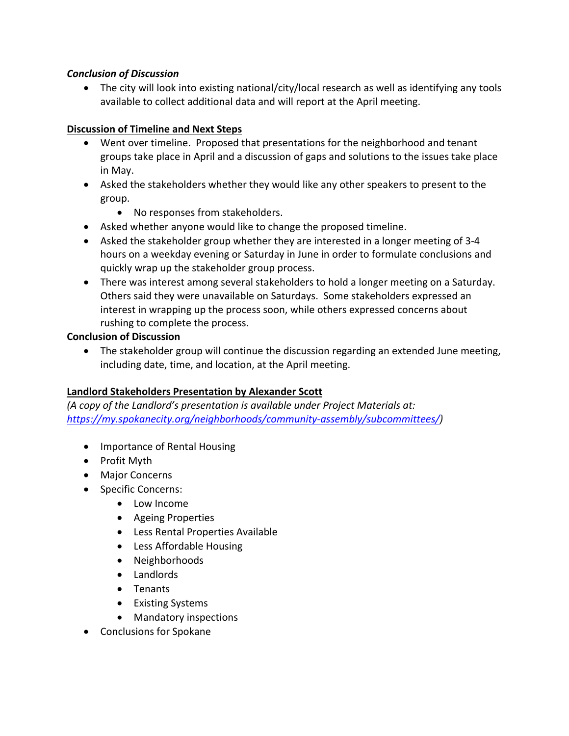***Conclusion of Discussion***

- The city will look into existing national/city/local research as well as identifying any tools available to collect additional data and will report at the April meeting.

**Discussion of Timeline and Next Steps**

- Went over timeline. Proposed that presentations for the neighborhood and tenant groups take place in April and a discussion of gaps and solutions to the issues take place in May.
- Asked the stakeholders whether they would like any other speakers to present to the group.
  - No responses from stakeholders.
- Asked whether anyone would like to change the proposed timeline.
- Asked the stakeholder group whether they are interested in a longer meeting of 3-4 hours on a weekday evening or Saturday in June in order to formulate conclusions and quickly wrap up the stakeholder group process.
- There was interest among several stakeholders to hold a longer meeting on a Saturday. Others said they were unavailable on Saturdays. Some stakeholders expressed an interest in wrapping up the process soon, while others expressed concerns about rushing to complete the process.

**Conclusion of Discussion**

- The stakeholder group will continue the discussion regarding an extended June meeting, including date, time, and location, at the April meeting.

**Landlord Stakeholders Presentation by Alexander Scott**

*(A copy of the Landlord's presentation is available under Project Materials at: [https://my.spokanecity.org/neighborhoods/community-assembly/subcommittees/](https://my.spokanecity.org/neighborhoods/community-assembly/subcommittees/))*

- Importance of Rental Housing
- Profit Myth
- Major Concerns
- Specific Concerns:
  - Low Income
  - Ageing Properties
  - Less Rental Properties Available
  - Less Affordable Housing
  - Neighborhoods
  - Landlords
  - Tenants
  - Existing Systems
  - Mandatory inspections
- Conclusions for Spokane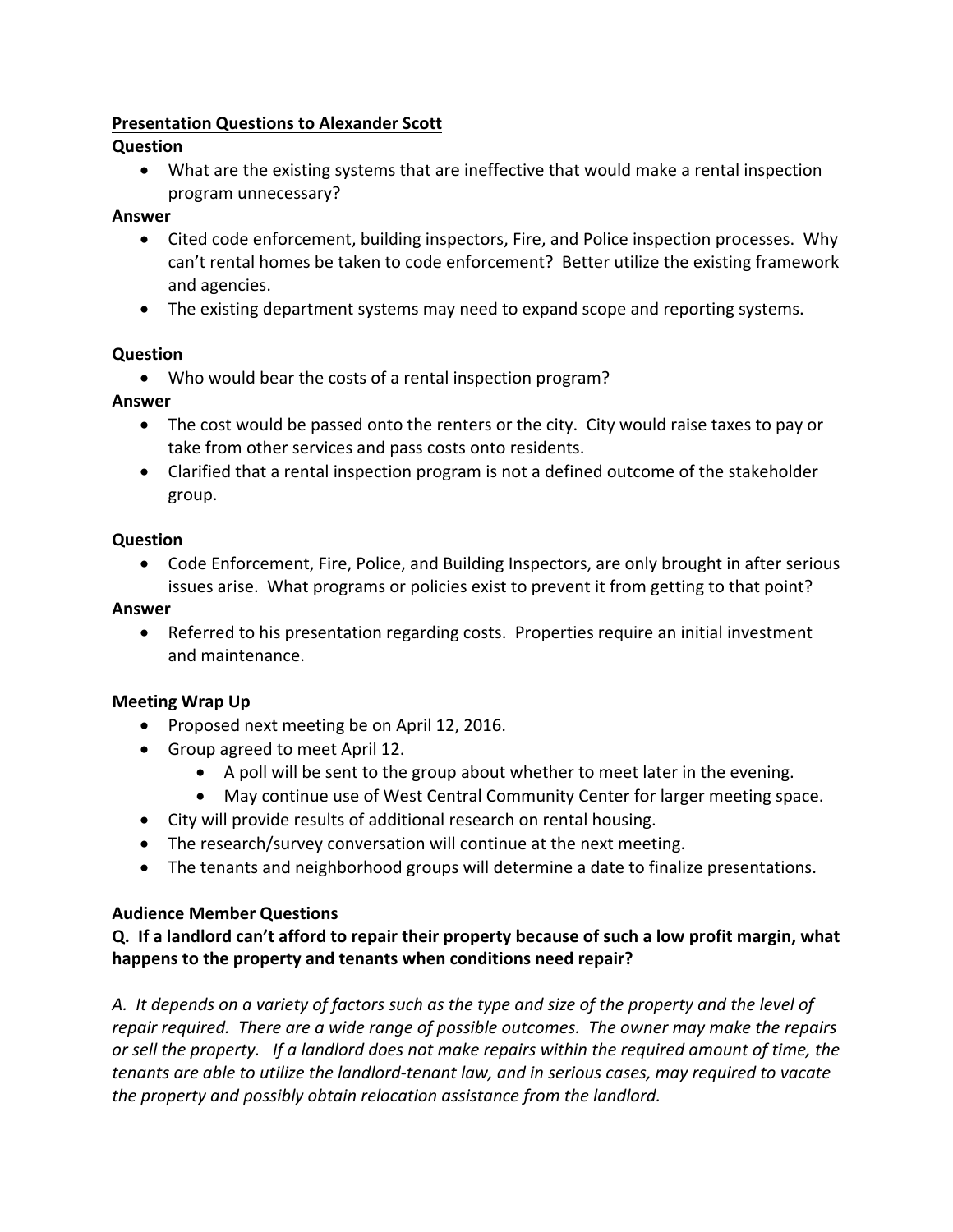**<u>Presentation Questions to Alexander Scott</u>**

**Question**

- What are the existing systems that are ineffective that would make a rental inspection program unnecessary?

**Answer**

- Cited code enforcement, building inspectors, Fire, and Police inspection processes. Why can't rental homes be taken to code enforcement? Better utilize the existing framework and agencies.
- The existing department systems may need to expand scope and reporting systems.

**Question**

- Who would bear the costs of a rental inspection program?

**Answer**

- The cost would be passed onto the renters or the city. City would raise taxes to pay or take from other services and pass costs onto residents.
- Clarified that a rental inspection program is not a defined outcome of the stakeholder group.

**Question**

- Code Enforcement, Fire, Police, and Building Inspectors, are only brought in after serious issues arise. What programs or policies exist to prevent it from getting to that point?

**Answer**

- Referred to his presentation regarding costs. Properties require an initial investment and maintenance.

**<u>Meeting Wrap Up</u>**

- Proposed next meeting be on April 12, 2016.
- Group agreed to meet April 12.
    - A poll will be sent to the group about whether to meet later in the evening.
    - May continue use of West Central Community Center for larger meeting space.
- City will provide results of additional research on rental housing.
- The research/survey conversation will continue at the next meeting.
- The tenants and neighborhood groups will determine a date to finalize presentations.

**<u>Audience Member Questions</u>**

**Q. If a landlord can't afford to repair their property because of such a low profit margin, what happens to the property and tenants when conditions need repair?**

*A. It depends on a variety of factors such as the type and size of the property and the level of repair required. There are a wide range of possible outcomes. The owner may make the repairs or sell the property. If a landlord does not make repairs within the required amount of time, the tenants are able to utilize the landlord-tenant law, and in serious cases, may required to vacate the property and possibly obtain relocation assistance from the landlord.*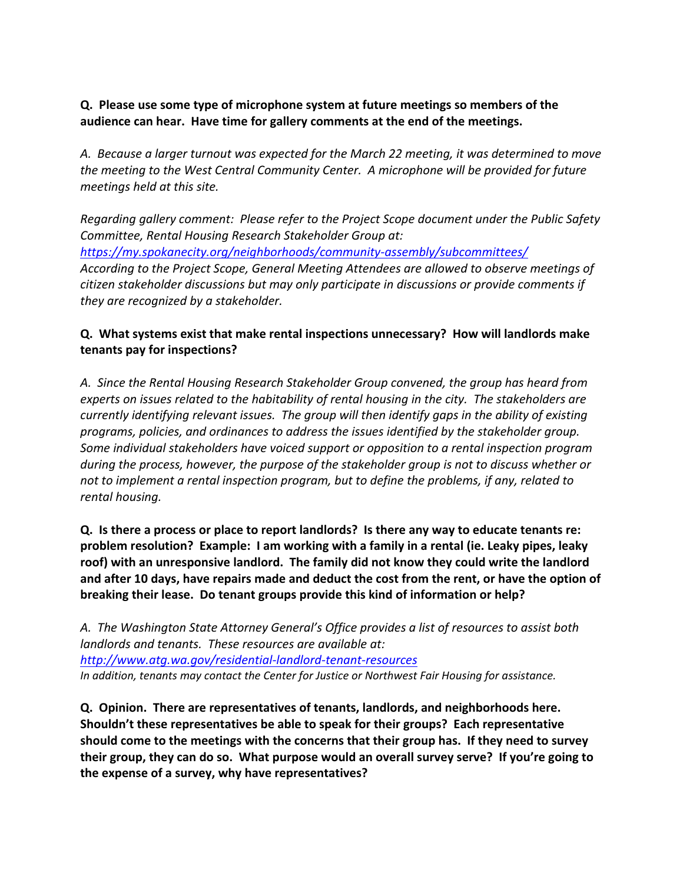**Q. Please use some type of microphone system at future meetings so members of the audience can hear. Have time for gallery comments at the end of the meetings.**

*A. Because a larger turnout was expected for the March 22 meeting, it was determined to move the meeting to the West Central Community Center. A microphone will be provided for future meetings held at this site.*

*Regarding gallery comment: Please refer to the Project Scope document under the Public Safety Committee, Rental Housing Research Stakeholder Group at:*
*[https://my.spokanecity.org/neighborhoods/community-assembly/subcommittees/](https://my.spokanecity.org/neighborhoods/community-assembly/subcommittees/)*
*According to the Project Scope, General Meeting Attendees are allowed to observe meetings of citizen stakeholder discussions but may only participate in discussions or provide comments if they are recognized by a stakeholder.*

**Q. What systems exist that make rental inspections unnecessary? How will landlords make tenants pay for inspections?**

*A. Since the Rental Housing Research Stakeholder Group convened, the group has heard from experts on issues related to the habitability of rental housing in the city. The stakeholders are currently identifying relevant issues. The group will then identify gaps in the ability of existing programs, policies, and ordinances to address the issues identified by the stakeholder group. Some individual stakeholders have voiced support or opposition to a rental inspection program during the process, however, the purpose of the stakeholder group is not to discuss whether or not to implement a rental inspection program, but to define the problems, if any, related to rental housing.*

**Q. Is there a process or place to report landlords? Is there any way to educate tenants re: problem resolution? Example: I am working with a family in a rental (ie. Leaky pipes, leaky roof) with an unresponsive landlord. The family did not know they could write the landlord and after 10 days, have repairs made and deduct the cost from the rent, or have the option of breaking their lease. Do tenant groups provide this kind of information or help?**

*A. The Washington State Attorney General's Office provides a list of resources to assist both landlords and tenants. These resources are available at:*
*[http://www.atg.wa.gov/residential-landlord-tenant-resources](http://www.atg.wa.gov/residential-landlord-tenant-resources)*
*In addition, tenants may contact the Center for Justice or Northwest Fair Housing for assistance.*

**Q. Opinion. There are representatives of tenants, landlords, and neighborhoods here. Shouldn't these representatives be able to speak for their groups? Each representative should come to the meetings with the concerns that their group has. If they need to survey their group, they can do so. What purpose would an overall survey serve? If you're going to the expense of a survey, why have representatives?**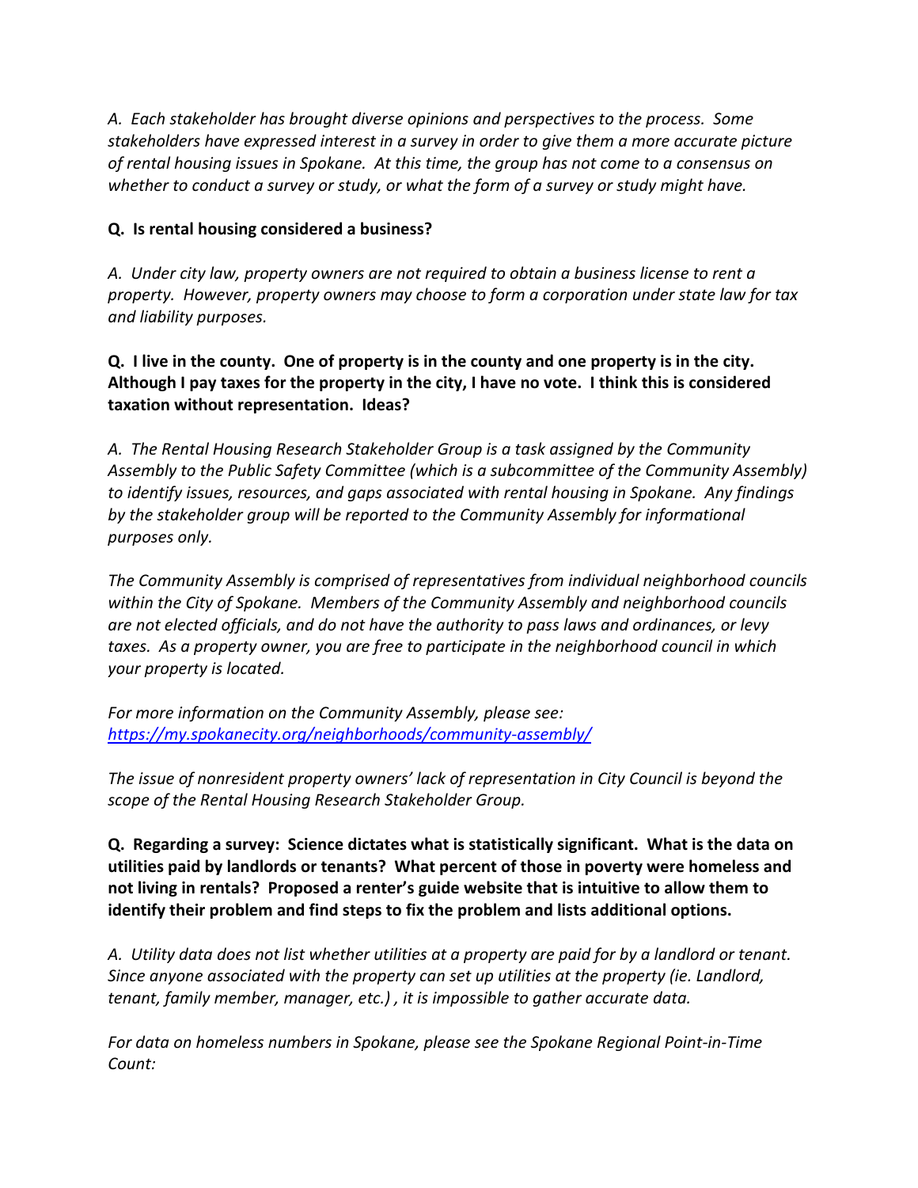*A. Each stakeholder has brought diverse opinions and perspectives to the process. Some stakeholders have expressed interest in a survey in order to give them a more accurate picture of rental housing issues in Spokane. At this time, the group has not come to a consensus on whether to conduct a survey or study, or what the form of a survey or study might have.*

**Q. Is rental housing considered a business?**

*A. Under city law, property owners are not required to obtain a business license to rent a property. However, property owners may choose to form a corporation under state law for tax and liability purposes.*

**Q. I live in the county. One of property is in the county and one property is in the city. Although I pay taxes for the property in the city, I have no vote. I think this is considered taxation without representation. Ideas?**

*A. The Rental Housing Research Stakeholder Group is a task assigned by the Community Assembly to the Public Safety Committee (which is a subcommittee of the Community Assembly) to identify issues, resources, and gaps associated with rental housing in Spokane. Any findings by the stakeholder group will be reported to the Community Assembly for informational purposes only.*

*The Community Assembly is comprised of representatives from individual neighborhood councils within the City of Spokane. Members of the Community Assembly and neighborhood councils are not elected officials, and do not have the authority to pass laws and ordinances, or levy taxes. As a property owner, you are free to participate in the neighborhood council in which your property is located.*

*For more information on the Community Assembly, please see:* [*https://my.spokanecity.org/neighborhoods/community-assembly/*](https://my.spokanecity.org/neighborhoods/community-assembly/)

*The issue of nonresident property owners' lack of representation in City Council is beyond the scope of the Rental Housing Research Stakeholder Group.*

**Q. Regarding a survey: Science dictates what is statistically significant. What is the data on utilities paid by landlords or tenants? What percent of those in poverty were homeless and not living in rentals? Proposed a renter's guide website that is intuitive to allow them to identify their problem and find steps to fix the problem and lists additional options.**

*A. Utility data does not list whether utilities at a property are paid for by a landlord or tenant. Since anyone associated with the property can set up utilities at the property (ie. Landlord, tenant, family member, manager, etc.) , it is impossible to gather accurate data.*

*For data on homeless numbers in Spokane, please see the Spokane Regional Point-in-Time Count:*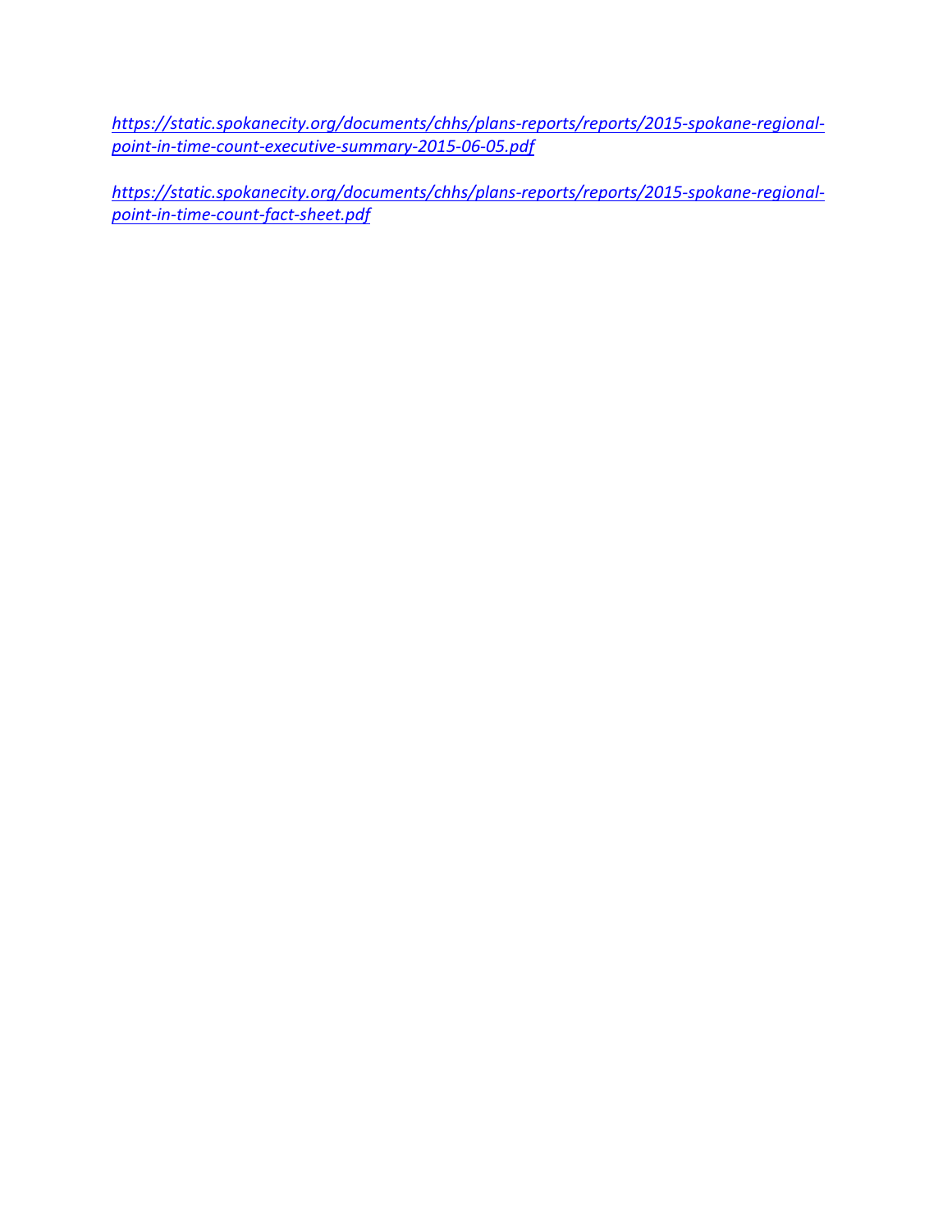*[https://static.spokanecity.org/documents/chhs/plans-reports/reports/2015-spokane-regional-point-in-time-count-executive-summary-2015-06-05.pdf](https://static.spokanecity.org/documents/chhs/plans-reports/reports/2015-spokane-regional-point-in-time-count-executive-summary-2015-06-05.pdf)*

*[https://static.spokanecity.org/documents/chhs/plans-reports/reports/2015-spokane-regional-point-in-time-count-fact-sheet.pdf](https://static.spokanecity.org/documents/chhs/plans-reports/reports/2015-spokane-regional-point-in-time-count-fact-sheet.pdf)*